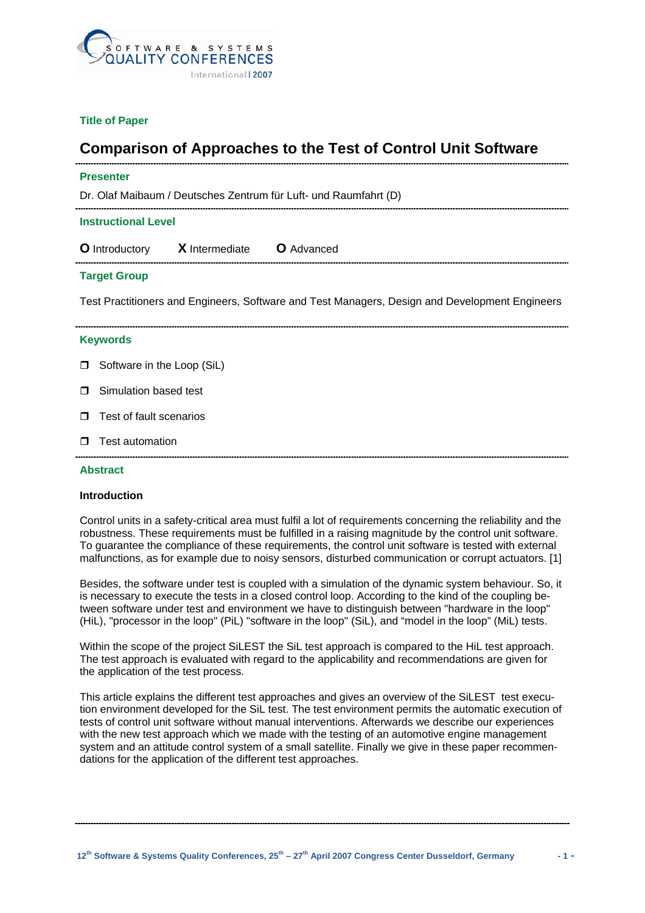**Title of Paper**

# Comparison of Approaches to the Test of Control Unit Software

**Presenter**

Dr. Olaf Maibaum / Deutsches Zentrum für Luft- und Raumfahrt (D)

**Instructional Level**

**O** Introductory **X** Intermediate **O** Advanced

**Target Group**

Test Practitioners and Engineers, Software and Test Managers, Design and Development Engineers

**Keywords**

- Software in the Loop (SiL)
- Simulation based test
- Test of fault scenarios
- Test automation

**Abstract**

**Introduction**

Control units in a safety-critical area must fulfil a lot of requirements concerning the reliability and the robustness. These requirements must be fulfilled in a raising magnitude by the control unit software. To guarantee the compliance of these requirements, the control unit software is tested with external malfunctions, as for example due to noisy sensors, disturbed communication or corrupt actuators. [1]

Besides, the software under test is coupled with a simulation of the dynamic system behaviour. So, it is necessary to execute the tests in a closed control loop. According to the kind of the coupling between software under test and environment we have to distinguish between "hardware in the loop" (HiL), "processor in the loop" (PiL) "software in the loop" (SiL), and “model in the loop” (MiL) tests.

Within the scope of the project SiLEST the SiL test approach is compared to the HiL test approach. The test approach is evaluated with regard to the applicability and recommendations are given for the application of the test process.

This article explains the different test approaches and gives an overview of the SiLEST test execution environment developed for the SiL test. The test environment permits the automatic execution of tests of control unit software without manual interventions. Afterwards we describe our experiences with the new test approach which we made with the testing of an automotive engine management system and an attitude control system of a small satellite. Finally we give in these paper recommendations for the application of the different test approaches.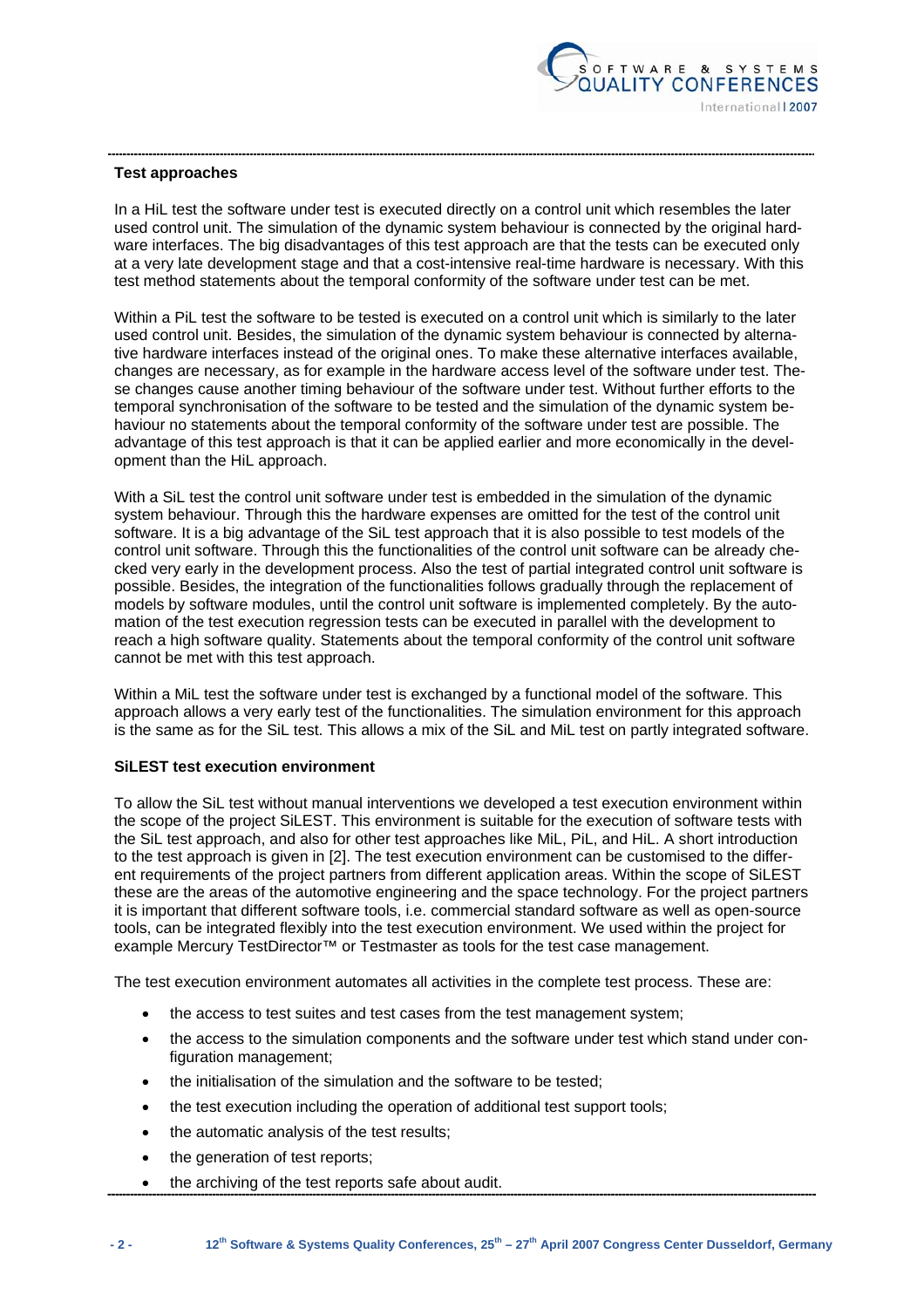**Test approaches**

In a HiL test the software under test is executed directly on a control unit which resembles the later used control unit. The simulation of the dynamic system behaviour is connected by the original hardware interfaces. The big disadvantages of this test approach are that the tests can be executed only at a very late development stage and that a cost-intensive real-time hardware is necessary. With this test method statements about the temporal conformity of the software under test can be met.

Within a PiL test the software to be tested is executed on a control unit which is similarly to the later used control unit. Besides, the simulation of the dynamic system behaviour is connected by alternative hardware interfaces instead of the original ones. To make these alternative interfaces available, changes are necessary, as for example in the hardware access level of the software under test. These changes cause another timing behaviour of the software under test. Without further efforts to the temporal synchronisation of the software to be tested and the simulation of the dynamic system behaviour no statements about the temporal conformity of the software under test are possible. The advantage of this test approach is that it can be applied earlier and more economically in the development than the HiL approach.

With a SiL test the control unit software under test is embedded in the simulation of the dynamic system behaviour. Through this the hardware expenses are omitted for the test of the control unit software. It is a big advantage of the SiL test approach that it is also possible to test models of the control unit software. Through this the functionalities of the control unit software can be already checked very early in the development process. Also the test of partial integrated control unit software is possible. Besides, the integration of the functionalities follows gradually through the replacement of models by software modules, until the control unit software is implemented completely. By the automation of the test execution regression tests can be executed in parallel with the development to reach a high software quality. Statements about the temporal conformity of the control unit software cannot be met with this test approach.

Within a MiL test the software under test is exchanged by a functional model of the software. This approach allows a very early test of the functionalities. The simulation environment for this approach is the same as for the SiL test. This allows a mix of the SiL and MiL test on partly integrated software.

**SiLEST test execution environment**

To allow the SiL test without manual interventions we developed a test execution environment within the scope of the project SiLEST. This environment is suitable for the execution of software tests with the SiL test approach, and also for other test approaches like MiL, PiL, and HiL. A short introduction to the test approach is given in [2]. The test execution environment can be customised to the different requirements of the project partners from different application areas. Within the scope of SiLEST these are the areas of the automotive engineering and the space technology. For the project partners it is important that different software tools, i.e. commercial standard software as well as open-source tools, can be integrated flexibly into the test execution environment. We used within the project for example Mercury TestDirector™ or Testmaster as tools for the test case management.

The test execution environment automates all activities in the complete test process. These are:

- the access to test suites and test cases from the test management system;
- the access to the simulation components and the software under test which stand under configuration management;
- the initialisation of the simulation and the software to be tested;
- the test execution including the operation of additional test support tools;
- the automatic analysis of the test results;
- the generation of test reports;
- the archiving of the test reports safe about audit.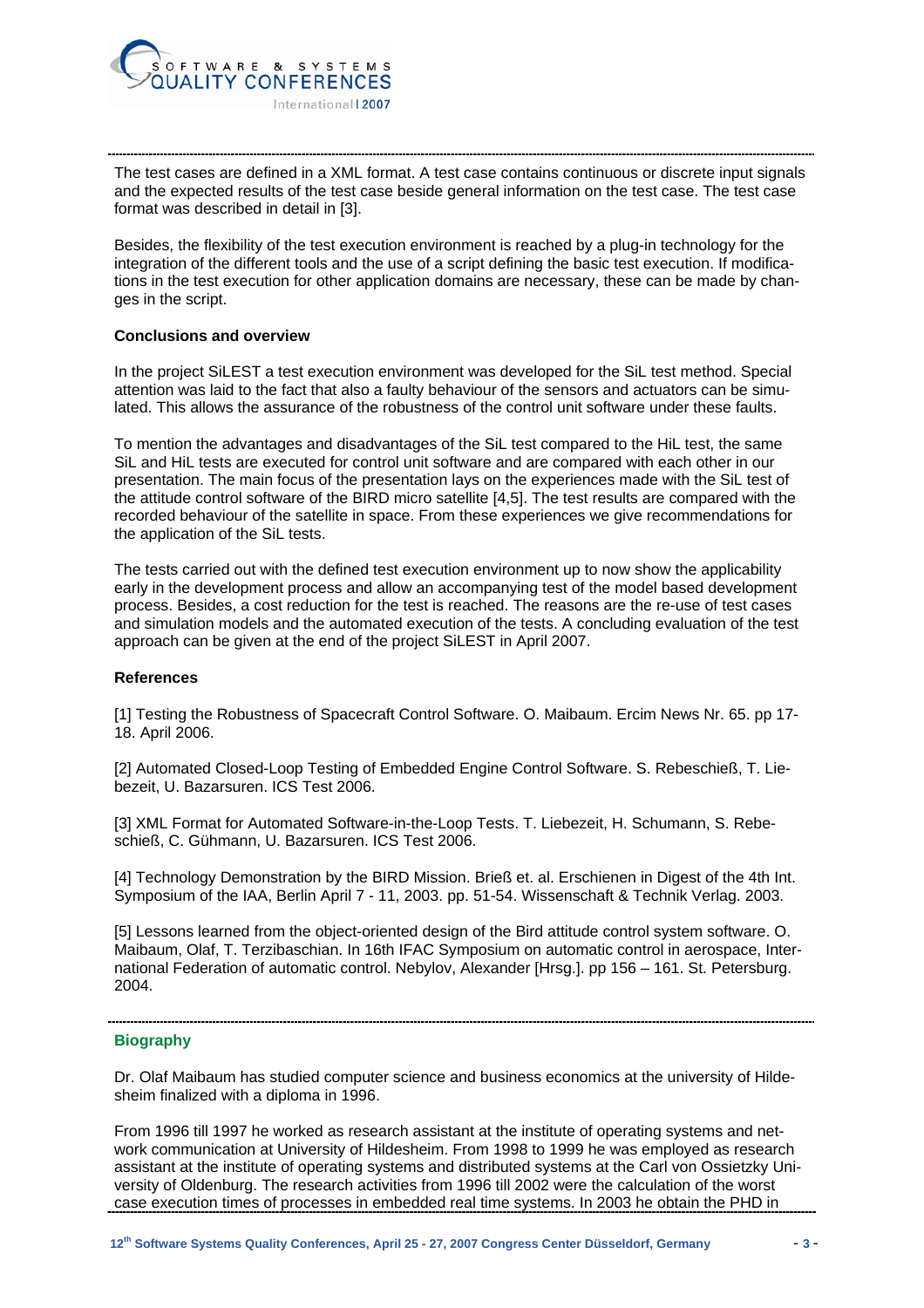The test cases are defined in a XML format. A test case contains continuous or discrete input signals and the expected results of the test case beside general information on the test case. The test case format was described in detail in [3].

Besides, the flexibility of the test execution environment is reached by a plug-in technology for the integration of the different tools and the use of a script defining the basic test execution. If modifications in the test execution for other application domains are necessary, these can be made by changes in the script.

**Conclusions and overview**

In the project SiLEST a test execution environment was developed for the SiL test method. Special attention was laid to the fact that also a faulty behaviour of the sensors and actuators can be simulated. This allows the assurance of the robustness of the control unit software under these faults.

To mention the advantages and disadvantages of the SiL test compared to the HiL test, the same SiL and HiL tests are executed for control unit software and are compared with each other in our presentation. The main focus of the presentation lays on the experiences made with the SiL test of the attitude control software of the BIRD micro satellite [4,5]. The test results are compared with the recorded behaviour of the satellite in space. From these experiences we give recommendations for the application of the SiL tests.

The tests carried out with the defined test execution environment up to now show the applicability early in the development process and allow an accompanying test of the model based development process. Besides, a cost reduction for the test is reached. The reasons are the re-use of test cases and simulation models and the automated execution of the tests. A concluding evaluation of the test approach can be given at the end of the project SiLEST in April 2007.

**References**

[1] Testing the Robustness of Spacecraft Control Software. O. Maibaum. Ercim News Nr. 65. pp 17-18. April 2006.

[2] Automated Closed-Loop Testing of Embedded Engine Control Software. S. Rebeschieß, T. Liebezeit, U. Bazarsuren. ICS Test 2006.

[3] XML Format for Automated Software-in-the-Loop Tests. T. Liebezeit, H. Schumann, S. Rebeschieß, C. Gühmann, U. Bazarsuren. ICS Test 2006.

[4] Technology Demonstration by the BIRD Mission. Brieß et. al. Erschienen in Digest of the 4th Int. Symposium of the IAA, Berlin April 7 - 11, 2003. pp. 51-54. Wissenschaft & Technik Verlag. 2003.

[5] Lessons learned from the object-oriented design of the Bird attitude control system software. O. Maibaum, Olaf, T. Terzibaschian. In 16th IFAC Symposium on automatic control in aerospace, International Federation of automatic control. Nebylov, Alexander [Hrsg.]. pp 156 – 161. St. Petersburg. 2004.

## Biography

Dr. Olaf Maibaum has studied computer science and business economics at the university of Hildesheim finalized with a diploma in 1996.

From 1996 till 1997 he worked as research assistant at the institute of operating systems and network communication at University of Hildesheim. From 1998 to 1999 he was employed as research assistant at the institute of operating systems and distributed systems at the Carl von Ossietzky University of Oldenburg. The research activities from 1996 till 2002 were the calculation of the worst case execution times of processes in embedded real time systems. In 2003 he obtain the PHD in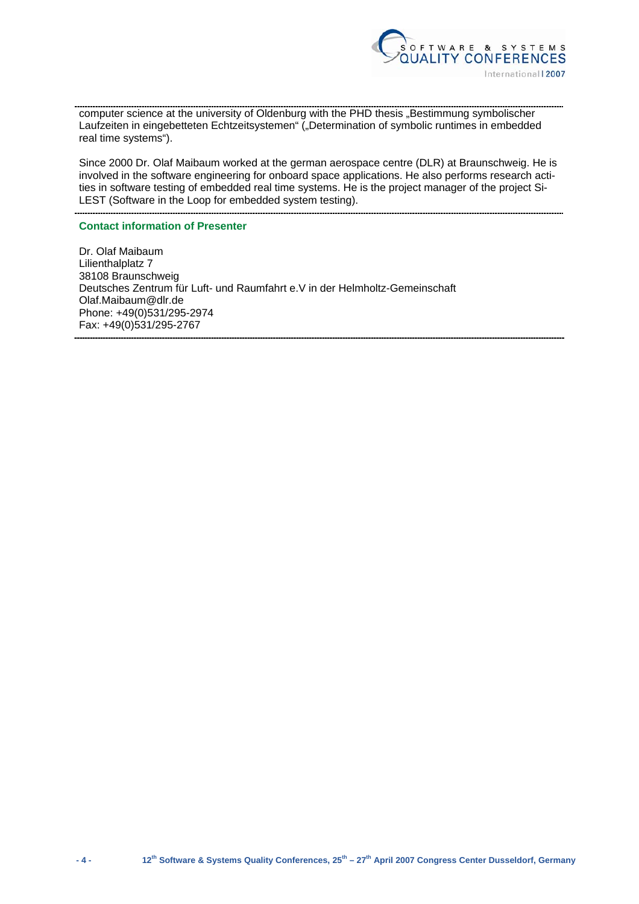computer science at the university of Oldenburg with the PHD thesis „Bestimmung symbolischer Laufzeiten in eingebetteten Echtzeitsystemen" („Determination of symbolic runtimes in embedded real time systems").

Since 2000 Dr. Olaf Maibaum worked at the german aerospace centre (DLR) at Braunschweig. He is involved in the software engineering for onboard space applications. He also performs research activities in software testing of embedded real time systems. He is the project manager of the project SiLEST (Software in the Loop for embedded system testing).

### Contact information of Presenter

Dr. Olaf Maibaum
Lilienthalplatz 7
38108 Braunschweig
Deutsches Zentrum für Luft- und Raumfahrt e.V in der Helmholtz-Gemeinschaft
Olaf.Maibaum@dlr.de
Phone: +49(0)531/295-2974
Fax: +49(0)531/295-2767